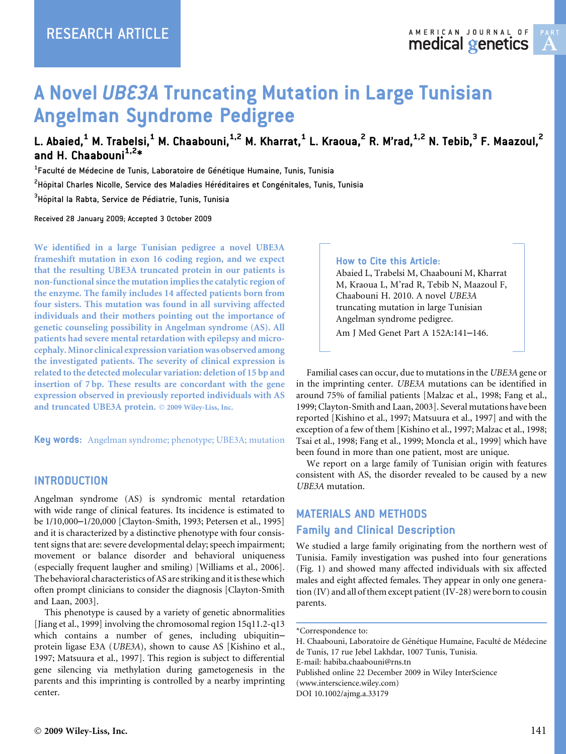RESEARCH ARTICLE

# A Novel *UBE3A* Truncating Mutation in Large Tunisian Angelman Syndrome Pedigree

**L. Abaied,[1] M. Trabelsi,[1] M. Chaabouni,[1,2] M. Kharrat,[1] L. Kraoua,[2] R. M'rad,[1,2] N. Tebib,[3] F. Maazoul,[2] and H. Chaabouni[1,2]***

[1]Faculté de Médecine de Tunis, Laboratoire de Génétique Humaine, Tunis, Tunisia

[2]Hôpital Charles Nicolle, Service des Maladies Héréditaires et Congénitales, Tunis, Tunisia

[3]Hôpital la Rabta, Service de Pédiatrie, Tunis, Tunisia

Received 28 January 2009; Accepted 3 October 2009

We identified in a large Tunisian pedigree a novel UBE3A frameshift mutation in exon 16 coding region, and we expect that the resulting UBE3A truncated protein in our patients is non-functional since the mutation implies the catalytic region of the enzyme. The family includes 14 affected patients born from four sisters. This mutation was found in all surviving affected individuals and their mothers pointing out the importance of genetic counseling possibility in Angelman syndrome (AS). All patients had severe mental retardation with epilepsy and microcephaly. Minor clinical expression variation was observed among the investigated patients. The severity of clinical expression is related to the detected molecular variation: deletion of 15 bp and insertion of 7 bp. These results are concordant with the gene expression observed in previously reported individuals with AS and truncated UBE3A protein. © 2009 Wiley-Liss, Inc.

**Key words:** Angelman syndrome; phenotype; UBE3A; mutation

**How to Cite this Article:**
Abaied L, Trabelsi M, Chaabouni M, Kharrat M, Kraoua L, M'rad R, Tebib N, Maazoul F, Chaabouni H. 2010. A novel *UBE3A* truncating mutation in large Tunisian Angelman syndrome pedigree.
Am J Med Genet Part A 152A:141–146.

## INTRODUCTION

Angelman syndrome (AS) is syndromic mental retardation with wide range of clinical features. Its incidence is estimated to be 1/10,000–1/20,000 [Clayton-Smith, 1993; Petersen et al., 1995] and it is characterized by a distinctive phenotype with four consistent signs that are: severe developmental delay; speech impairment; movement or balance disorder and behavioral uniqueness (especially frequent laugher and smiling) [Williams et al., 2006]. The behavioral characteristics of AS are striking and it is these which often prompt clinicians to consider the diagnosis [Clayton-Smith and Laan, 2003].

This phenotype is caused by a variety of genetic abnormalities [Jiang et al., 1999] involving the chromosomal region 15q11.2-q13 which contains a number of genes, including ubiquitin–protein ligase E3A (*UBE3A*), shown to cause AS [Kishino et al., 1997; Matsuura et al., 1997]. This region is subject to differential gene silencing via methylation during gametogenesis in the parents and this imprinting is controlled by a nearby imprinting center.

Familial cases can occur, due to mutations in the *UBE3A* gene or in the imprinting center. *UBE3A* mutations can be identified in around 75% of familial patients [Malzac et al., 1998; Fang et al., 1999; Clayton-Smith and Laan, 2003]. Several mutations have been reported [Kishino et al., 1997; Matsuura et al., 1997] and with the exception of a few of them [Kishino et al., 1997; Malzac et al., 1998; Tsai et al., 1998; Fang et al., 1999; Moncla et al., 1999] which have been found in more than one patient, most are unique.

We report on a large family of Tunisian origin with features consistent with AS, the disorder revealed to be caused by a new *UBE3A* mutation.

## MATERIALS AND METHODS

### Family and Clinical Description

We studied a large family originating from the northern west of Tunisia. Family investigation was pushed into four generations (Fig. 1) and showed many affected individuals with six affected males and eight affected females. They appear in only one generation (IV) and all of them except patient (IV-28) were born to cousin parents.

*Correspondence to:
H. Chaabouni, Laboratoire de Génétique Humaine, Faculté de Médecine de Tunis, 17 rue Jebel Lakhdar, 1007 Tunis, Tunisia.
E-mail: habiba.chaabouni@rns.tn
Published online 22 December 2009 in Wiley InterScience (www.interscience.wiley.com)
DOI 10.1002/ajmg.a.33179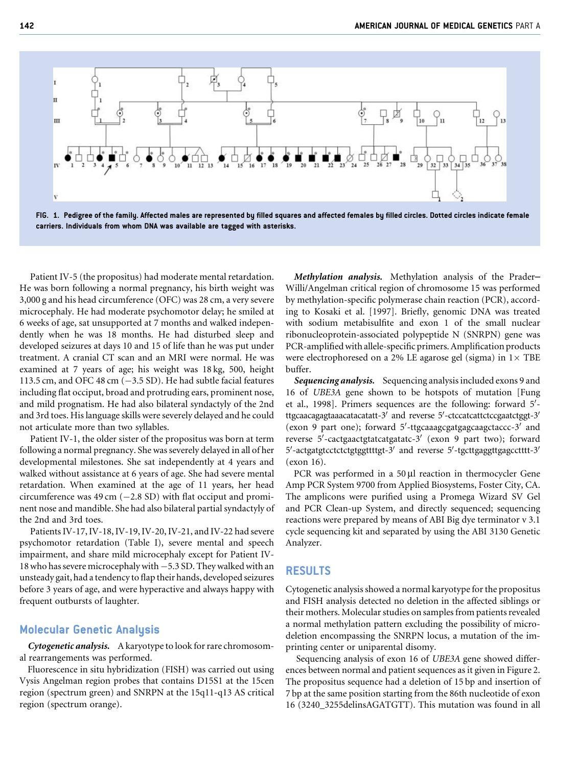FIG. 1. Pedigree of the family. Affected males are represented by filled squares and affected females by filled circles. Dotted circles indicate female carriers. Individuals from whom DNA was available are tagged with asterisks.

Patient IV-5 (the propositus) had moderate mental retardation. He was born following a normal pregnancy, his birth weight was 3,000 g and his head circumference (OFC) was 28 cm, a very severe microcephaly. He had moderate psychomotor delay; he smiled at 6 weeks of age, sat unsupported at 7 months and walked independently when he was 18 months. He had disturbed sleep and developed seizures at days 10 and 15 of life than he was put under treatment. A cranial CT scan and an MRI were normal. He was examined at 7 years of age; his weight was 18 kg, 500, height 113.5 cm, and OFC 48 cm (−3.5 SD). He had subtle facial features including flat occiput, broad and protruding ears, prominent nose, and mild prognatism. He had also bilateral syndactyly of the 2nd and 3rd toes. His language skills were severely delayed and he could not articulate more than two syllables.

Patient IV-1, the older sister of the propositus was born at term following a normal pregnancy. She was severely delayed in all of her developmental milestones. She sat independently at 4 years and walked without assistance at 6 years of age. She had severe mental retardation. When examined at the age of 11 years, her head circumference was 49 cm (−2.8 SD) with flat occiput and prominent nose and mandible. She had also bilateral partial syndactyly of the 2nd and 3rd toes.

Patients IV-17, IV-18, IV-19, IV-20, IV-21, and IV-22 had severe psychomotor retardation (Table I), severe mental and speech impairment, and share mild microcephaly except for Patient IV-18 who has severe microcephaly with −5.3 SD. They walked with an unsteady gait, had a tendency to flap their hands, developed seizures before 3 years of age, and were hyperactive and always happy with frequent outbursts of laughter.

## Molecular Genetic Analysis

***Cytogenetic analysis.*** A karyotype to look for rare chromosomal rearrangements was performed.

Fluorescence in situ hybridization (FISH) was carried out using Vysis Angelman region probes that contains D15S1 at the 15cen region (spectrum green) and SNRPN at the 15q11-q13 AS critical region (spectrum orange).

***Methylation analysis.*** Methylation analysis of the Prader–Willi/Angelman critical region of chromosome 15 was performed by methylation-specific polymerase chain reaction (PCR), according to Kosaki et al. [1997]. Briefly, genomic DNA was treated with sodium metabisulfite and exon 1 of the small nuclear ribonucleoprotein-associated polypeptide N (SNRPN) gene was PCR-amplified with allele-specific primers. Amplification products were electrophoresed on a 2% LE agarose gel (sigma) in 1× TBE buffer.

***Sequencing analysis.*** Sequencing analysis included exons 9 and 16 of *UBE3A* gene shown to be hotspots of mutation [Fung et al., 1998]. Primers sequences are the following: forward 5′-ttgcaacagagtaaacatacatatt-3′ and reverse 5′-ctccatcattctccgaatctggt-3′ (exon 9 part one); forward 5′-ttgcaaagcgatgagcaagctaccc-3′ and reverse 5′-cactgaactgtatcatgatatc-3′ (exon 9 part two); forward 5′-actgatgtcctctctgtggttttgt-3′ and reverse 5′-tgcttgaggttgagcctttt-3′ (exon 16).

PCR was performed in a 50 µl reaction in thermocycler Gene Amp PCR System 9700 from Applied Biosystems, Foster City, CA. The amplicons were purified using a Promega Wizard SV Gel and PCR Clean-up System, and directly sequenced; sequencing reactions were prepared by means of ABI Big dye terminator v 3.1 cycle sequencing kit and separated by using the ABI 3130 Genetic Analyzer.

## RESULTS

Cytogenetic analysis showed a normal karyotype for the propositus and FISH analysis detected no deletion in the affected siblings or their mothers. Molecular studies on samples from patients revealed a normal methylation pattern excluding the possibility of microdeletion encompassing the SNRPN locus, a mutation of the imprinting center or uniparental disomy.

Sequencing analysis of exon 16 of *UBE3A* gene showed differences between normal and patient sequences as it given in Figure 2. The propositus sequence had a deletion of 15 bp and insertion of 7 bp at the same position starting from the 86th nucleotide of exon 16 (3240_3255delinsAGATGTT). This mutation was found in all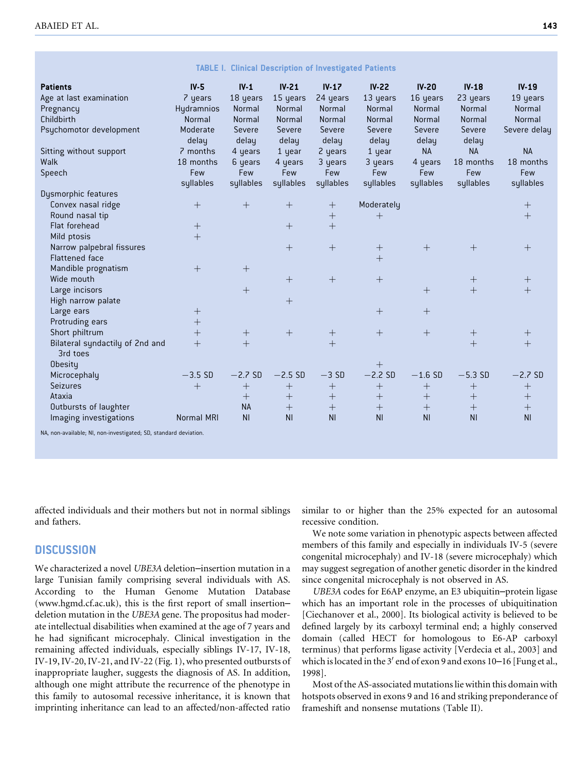**TABLE I. Clinical Description of Investigated Patients**

| Patients | IV-5 | IV-1 | IV-21 | IV-17 | IV-22 | IV-20 | IV-18 | IV-19 |
|---|---|---|---|---|---|---|---|---|
| Age at last examination | 7 years | 18 years | 15 years | 24 years | 13 years | 16 years | 23 years | 19 years |
| Pregnancy | Hydramnios | Normal | Normal | Normal | Normal | Normal | Normal | Normal |
| Childbirth | Normal | Normal | Normal | Normal | Normal | Normal | Normal | Normal |
| Psychomotor development | Moderate delay | Severe delay | Severe delay | Severe delay | Severe delay | Severe delay | Severe delay | Severe delay |
| Sitting without support | 7 months | 4 years | 1 year | 2 years | 1 year | NA | NA | NA |
| Walk | 18 months | 6 years | 4 years | 3 years | 3 years | 4 years | 18 months | 18 months |
| Speech | Few syllables | Few syllables | Few syllables | Few syllables | Few syllables | Few syllables | Few syllables | Few syllables |
| Dysmorphic features | | | | | | | | |
| Convex nasal ridge | + | + | + | + | Moderately | | | + |
| Round nasal tip | | | | + | + | | | + |
| Flat forehead | + | | + | + | | | | |
| Mild ptosis | + | | | | | | | |
| Narrow palpebral fissures | | | + | + | + | + | + | + |
| Flattened face | | | | | + | | | |
| Mandible prognatism | + | + | | | | | | |
| Wide mouth | | | + | + | + | | + | + |
| Large incisors | | + | | | | + | + | + |
| High narrow palate | | | + | | | | | |
| Large ears | + | | | | + | + | | |
| Protruding ears | + | | | | | | | |
| Short philtrum | + | + | + | + | + | + | + | + |
| Bilateral syndactily of 2nd and 3rd toes | + | + | | + | | | + | + |
| Obesity | | | | | + | | | |
| Microcephaly | −3.5 SD | −2.7 SD | −2.5 SD | −3 SD | −2.2 SD | −1.6 SD | −5.3 SD | −2.7 SD |
| Seizures | + | + | + | + | + | + | + | + |
| Ataxia | | + | + | + | + | + | + | + |
| Outbursts of laughter | | NA | + | + | + | + | + | + |
| Imaging investigations | Normal MRI | NI | NI | NI | NI | NI | NI | NI |

NA, non-available; NI, non-investigated; SD, standard deviation.

affected individuals and their mothers but not in normal siblings and fathers.

## DISCUSSION

We characterized a novel *UBE3A* deletion–insertion mutation in a large Tunisian family comprising several individuals with AS. According to the Human Genome Mutation Database (www.hgmd.cf.ac.uk), this is the first report of small insertion–deletion mutation in the *UBE3A* gene. The propositus had moderate intellectual disabilities when examined at the age of 7 years and he had significant microcephaly. Clinical investigation in the remaining affected individuals, especially siblings IV-17, IV-18, IV-19, IV-20, IV-21, and IV-22 (Fig. 1), who presented outbursts of inappropriate laugher, suggests the diagnosis of AS. In addition, although one might attribute the recurrence of the phenotype in this family to autosomal recessive inheritance, it is known that imprinting inheritance can lead to an affected/non-affected ratio similar to or higher than the 25% expected for an autosomal recessive condition.

We note some variation in phenotypic aspects between affected members of this family and especially in individuals IV-5 (severe congenital microcephaly) and IV-18 (severe microcephaly) which may suggest segregation of another genetic disorder in the kindred since congenital microcephaly is not observed in AS.

*UBE3A* codes for E6AP enzyme, an E3 ubiquitin–protein ligase which has an important role in the processes of ubiquitination [Ciechanover et al., 2000]. Its biological activity is believed to be defined largely by its carboxyl terminal end; a highly conserved domain (called HECT for homologous to E6-AP carboxyl terminus) that performs ligase activity [Verdecia et al., 2003] and which is located in the 3′ end of exon 9 and exons 10–16 [Fung et al., 1998].

Most of the AS-associated mutations lie within this domain with hotspots observed in exons 9 and 16 and striking preponderance of frameshift and nonsense mutations (Table II).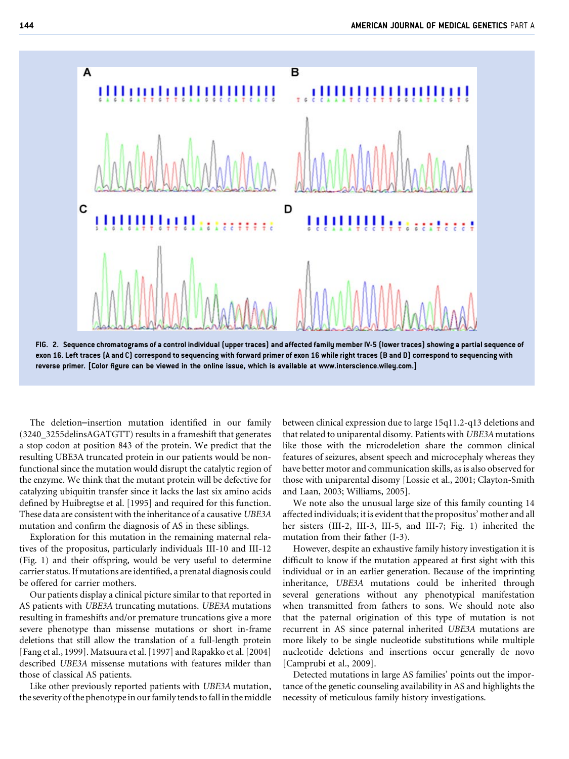FIG. 2. Sequence chromatograms of a control individual (upper traces) and affected family member IV-5 (lower traces) showing a partial sequence of exon 16. Left traces (A and C) correspond to sequencing with forward primer of exon 16 while right traces (B and D) correspond to sequencing with reverse primer. [Color figure can be viewed in the online issue, which is available at www.interscience.wiley.com.]

The deletion–insertion mutation identified in our family (3240_3255delinsAGATGTT) results in a frameshift that generates a stop codon at position 843 of the protein. We predict that the resulting UBE3A truncated protein in our patients would be non-functional since the mutation would disrupt the catalytic region of the enzyme. We think that the mutant protein will be defective for catalyzing ubiquitin transfer since it lacks the last six amino acids defined by Huibregtse et al. [1995] and required for this function. These data are consistent with the inheritance of a causative *UBE3A* mutation and confirm the diagnosis of AS in these siblings.

Exploration for this mutation in the remaining maternal relatives of the propositus, particularly individuals III-10 and III-12 (Fig. 1) and their offspring, would be very useful to determine carrier status. If mutations are identified, a prenatal diagnosis could be offered for carrier mothers.

Our patients display a clinical picture similar to that reported in AS patients with *UBE3A* truncating mutations. *UBE3A* mutations resulting in frameshifts and/or premature truncations give a more severe phenotype than missense mutations or short in-frame deletions that still allow the translation of a full-length protein [Fang et al., 1999]. Matsuura et al. [1997] and Rapakko et al. [2004] described *UBE3A* missense mutations with features milder than those of classical AS patients.

Like other previously reported patients with *UBE3A* mutation, the severity of the phenotype in our family tends to fall in the middle between clinical expression due to large 15q11.2-q13 deletions and that related to uniparental disomy. Patients with *UBE3A* mutations like those with the microdeletion share the common clinical features of seizures, absent speech and microcephaly whereas they have better motor and communication skills, as is also observed for those with uniparental disomy [Lossie et al., 2001; Clayton-Smith and Laan, 2003; Williams, 2005].

We note also the unusual large size of this family counting 14 affected individuals; it is evident that the propositus' mother and all her sisters (III-2, III-3, III-5, and III-7; Fig. 1) inherited the mutation from their father (I-3).

However, despite an exhaustive family history investigation it is difficult to know if the mutation appeared at first sight with this individual or in an earlier generation. Because of the imprinting inheritance, *UBE3A* mutations could be inherited through several generations without any phenotypical manifestation when transmitted from fathers to sons. We should note also that the paternal origination of this type of mutation is not recurrent in AS since paternal inherited *UBE3A* mutations are more likely to be single nucleotide substitutions while multiple nucleotide deletions and insertions occur generally de novo [Camprubi et al., 2009].

Detected mutations in large AS families' points out the importance of the genetic counseling availability in AS and highlights the necessity of meticulous family history investigations.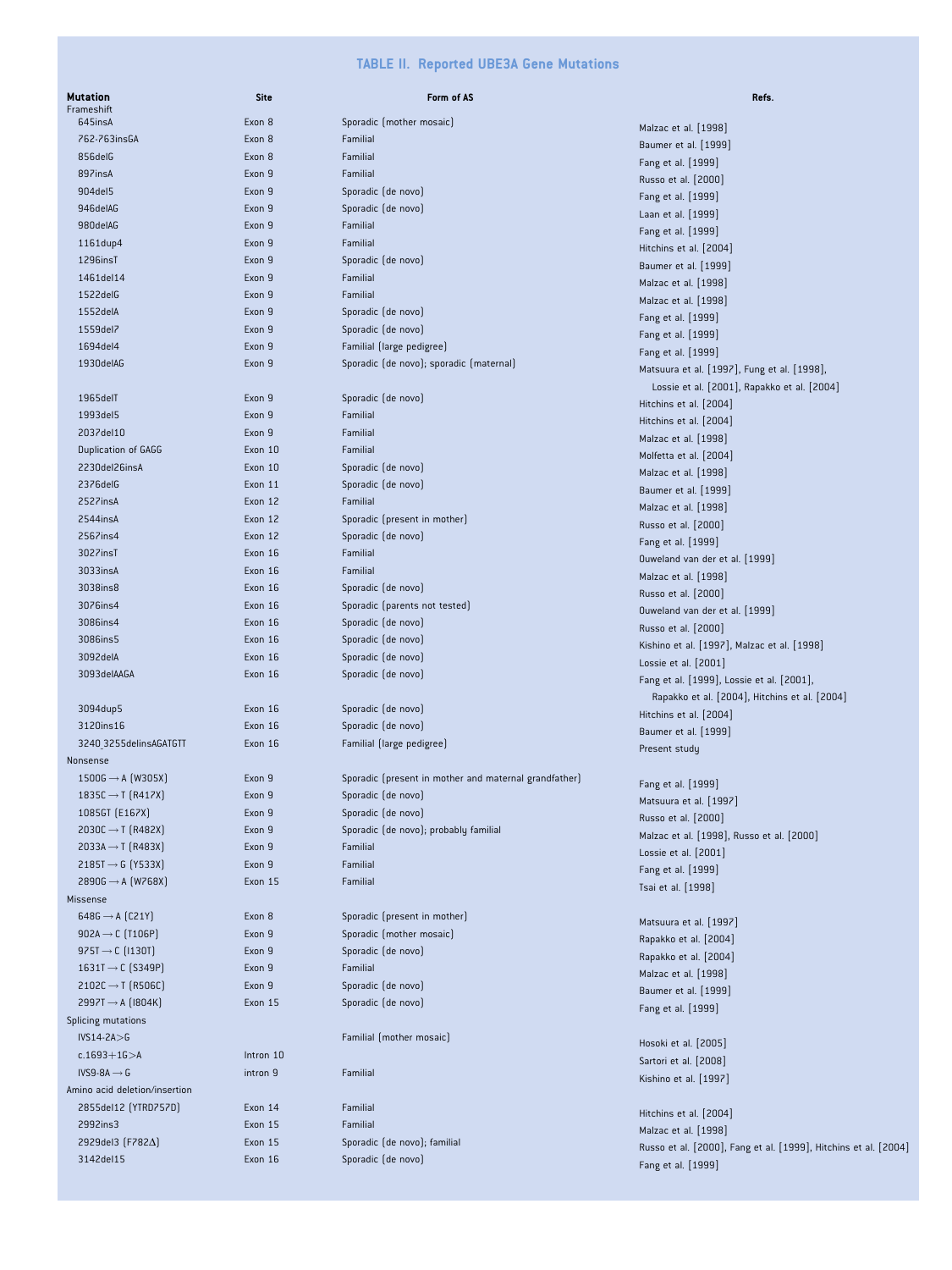**TABLE II. Reported UBE3A Gene Mutations**

| Mutation | Site | Form of AS | Refs. |
|---|---|---|---|
| Frameshift | | | |
| 645insA | Exon 8 | Sporadic (mother mosaic) | Malzac et al. [1998] |
| 762-763insGA | Exon 8 | Familial | Baumer et al. [1999] |
| 856delG | Exon 8 | Familial | Fang et al. [1999] |
| 897insA | Exon 9 | Familial | Russo et al. [2000] |
| 904del5 | Exon 9 | Sporadic (de novo) | Fang et al. [1999] |
| 946delAG | Exon 9 | Sporadic (de novo) | Laan et al. [1999] |
| 980delAG | Exon 9 | Familial | Fang et al. [1999] |
| 1161dup4 | Exon 9 | Familial | Hitchins et al. [2004] |
| 1296insT | Exon 9 | Sporadic (de novo) | Baumer et al. [1999] |
| 1461del14 | Exon 9 | Familial | Malzac et al. [1998] |
| 1522delG | Exon 9 | Familial | Malzac et al. [1998] |
| 1552delA | Exon 9 | Sporadic (de novo) | Fang et al. [1999] |
| 1559del7 | Exon 9 | Sporadic (de novo) | Fang et al. [1999] |
| 1694del4 | Exon 9 | Familial (large pedigree) | Fang et al. [1999] |
| 1930delAG | Exon 9 | Sporadic (de novo); sporadic (maternal) | Matsuura et al. [1997], Fung et al. [1998], Lossie et al. [2001], Rapakko et al. [2004] |
| 1965delT | Exon 9 | Sporadic (de novo) | Hitchins et al. [2004] |
| 1993del5 | Exon 9 | Familial | Hitchins et al. [2004] |
| 2037del10 | Exon 9 | Familial | Malzac et al. [1998] |
| Duplication of GAGG | Exon 10 | Familial | Molfetta et al. [2004] |
| 2230del26insA | Exon 10 | Sporadic (de novo) | Malzac et al. [1998] |
| 2376delG | Exon 11 | Sporadic (de novo) | Baumer et al. [1999] |
| 2527insA | Exon 12 | Familial | Malzac et al. [1998] |
| 2544insA | Exon 12 | Sporadic (present in mother) | Russo et al. [2000] |
| 2567ins4 | Exon 12 | Sporadic (de novo) | Fang et al. [1999] |
| 3027insT | Exon 16 | Familial | Ouweland van der et al. [1999] |
| 3033insA | Exon 16 | Familial | Malzac et al. [1998] |
| 3038ins8 | Exon 16 | Sporadic (de novo) | Russo et al. [2000] |
| 3076ins4 | Exon 16 | Sporadic (parents not tested) | Ouweland van der et al. [1999] |
| 3086ins4 | Exon 16 | Sporadic (de novo) | Russo et al. [2000] |
| 3086ins5 | Exon 16 | Sporadic (de novo) | Kishino et al. [1997], Malzac et al. [1998] |
| 3092delA | Exon 16 | Sporadic (de novo) | Lossie et al. [2001] |
| 3093delAAGA | Exon 16 | Sporadic (de novo) | Fang et al. [1999], Lossie et al. [2001], Rapakko et al. [2004], Hitchins et al. [2004] |
| 3094dup5 | Exon 16 | Sporadic (de novo) | Hitchins et al. [2004] |
| 3120ins16 | Exon 16 | Sporadic (de novo) | Baumer et al. [1999] |
| 3240_3255delinsAGATGTT | Exon 16 | Familial (large pedigree) | Present study |
| Nonsense | | | |
| 1500G → A (W305X) | Exon 9 | Sporadic (present in mother and maternal grandfather) | Fang et al. [1999] |
| 1835C → T (R417X) | Exon 9 | Sporadic (de novo) | Matsuura et al. [1997] |
| 1085GT (E167X) | Exon 9 | Sporadic (de novo) | Russo et al. [2000] |
| 2030C → T (R482X) | Exon 9 | Sporadic (de novo); probably familial | Malzac et al. [1998], Russo et al. [2000] |
| 2033A → T (R483X) | Exon 9 | Familial | Lossie et al. [2001] |
| 2185T → G (Y533X) | Exon 9 | Familial | Fang et al. [1999] |
| 2890G → A (W768X) | Exon 15 | Familial | Tsai et al. [1998] |
| Missense | | | |
| 648G → A (C21Y) | Exon 8 | Sporadic (present in mother) | Matsuura et al. [1997] |
| 902A → C (T106P) | Exon 9 | Sporadic (mother mosaic) | Rapakko et al. [2004] |
| 975T → C (I130T) | Exon 9 | Sporadic (de novo) | Rapakko et al. [2004] |
| 1631T → C (S349P) | Exon 9 | Familial | Malzac et al. [1998] |
| 2102C → T (R506C) | Exon 9 | Sporadic (de novo) | Baumer et al. [1999] |
| 2997T → A (I804K) | Exon 15 | Sporadic (de novo) | Fang et al. [1999] |
| Splicing mutations | | | |
| IVS14-2A>G | | Familial (mother mosaic) | Hosoki et al. [2005] |
| c.1693+1G>A | Intron 10 | | Sartori et al. [2008] |
| IVS9-8A → G | intron 9 | Familial | Kishino et al. [1997] |
| Amino acid deletion/insertion | | | |
| 2855del12 (YTRD757D) | Exon 14 | Familial | Hitchins et al. [2004] |
| 2992ins3 | Exon 15 | Familial | Malzac et al. [1998] |
| 2929del3 (F782Δ) | Exon 15 | Sporadic (de novo); familial | Russo et al. [2000], Fang et al. [1999], Hitchins et al. [2004] |
| 3142del15 | Exon 16 | Sporadic (de novo) | Fang et al. [1999] |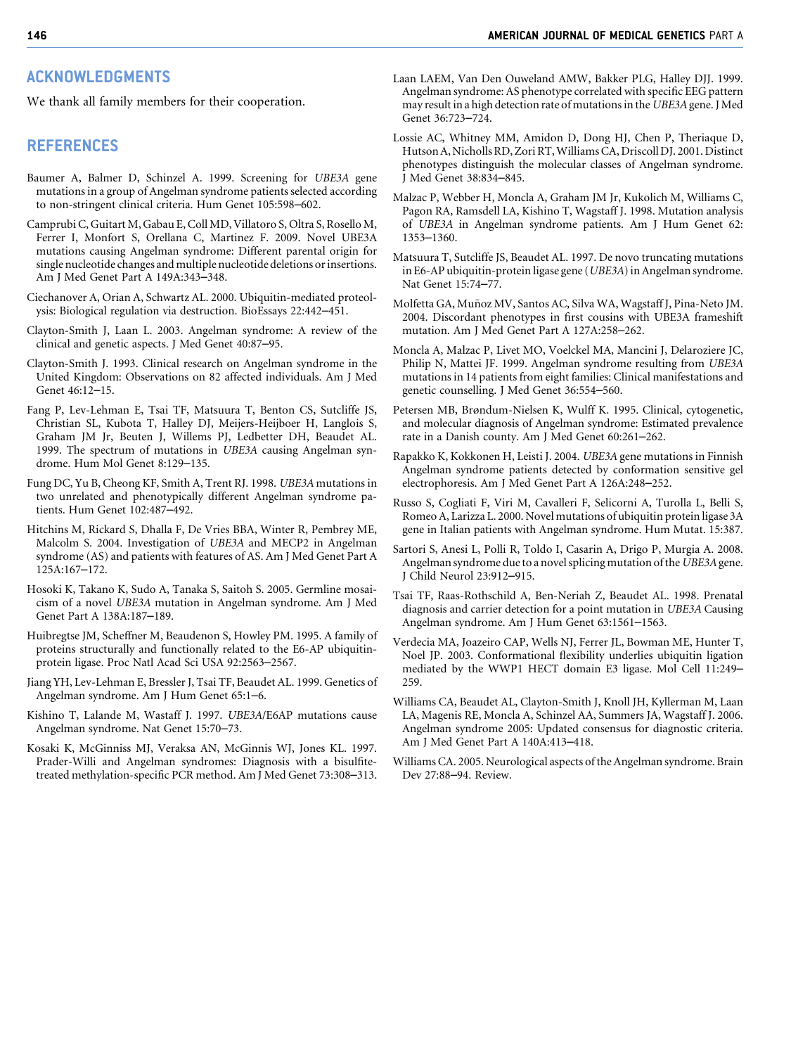## ACKNOWLEDGMENTS

We thank all family members for their cooperation.

## REFERENCES

Baumer A, Balmer D, Schinzel A. 1999. Screening for *UBE3A* gene mutations in a group of Angelman syndrome patients selected according to non-stringent clinical criteria. Hum Genet 105:598–602.

Camprubí C, Guitart M, Gabau E, Coll MD, Villatoro S, Oltra S, Rosello M, Ferrer I, Monfort S, Orellana C, Martinez F. 2009. Novel UBE3A mutations causing Angelman syndrome: Different parental origin for single nucleotide changes and multiple nucleotide deletions or insertions. Am J Med Genet Part A 149A:343–348.

Ciechanover A, Orian A, Schwartz AL. 2000. Ubiquitin-mediated proteolysis: Biological regulation via destruction. BioEssays 22:442–451.

Clayton-Smith J, Laan L. 2003. Angelman syndrome: A review of the clinical and genetic aspects. J Med Genet 40:87–95.

Clayton-Smith J. 1993. Clinical research on Angelman syndrome in the United Kingdom: Observations on 82 affected individuals. Am J Med Genet 46:12–15.

Fang P, Lev-Lehman E, Tsai TF, Matsuura T, Benton CS, Sutcliffe JS, Christian SL, Kubota T, Halley DJ, Meijers-Heijboer H, Langlois S, Graham JM Jr, Beuten J, Willems PJ, Ledbetter DH, Beaudet AL. 1999. The spectrum of mutations in *UBE3A* causing Angelman syndrome. Hum Mol Genet 8:129–135.

Fung DC, Yu B, Cheong KF, Smith A, Trent RJ. 1998. *UBE3A* mutations in two unrelated and phenotypically different Angelman syndrome patients. Hum Genet 102:487–492.

Hitchins M, Rickard S, Dhalla F, De Vries BBA, Winter R, Pembrey ME, Malcolm S. 2004. Investigation of *UBE3A* and MECP2 in Angelman syndrome (AS) and patients with features of AS. Am J Med Genet Part A 125A:167–172.

Hosoki K, Takano K, Sudo A, Tanaka S, Saitoh S. 2005. Germline mosaicism of a novel *UBE3A* mutation in Angelman syndrome. Am J Med Genet Part A 138A:187–189.

Huibregtse JM, Scheffner M, Beaudenon S, Howley PM. 1995. A family of proteins structurally and functionally related to the E6-AP ubiquitin-protein ligase. Proc Natl Acad Sci USA 92:2563–2567.

Jiang YH, Lev-Lehman E, Bressler J, Tsai TF, Beaudet AL. 1999. Genetics of Angelman syndrome. Am J Hum Genet 65:1–6.

Kishino T, Lalande M, Wastaff J. 1997. *UBE3A*/E6AP mutations cause Angelman syndrome. Nat Genet 15:70–73.

Kosaki K, McGinniss MJ, Veraksa AN, McGinnis WJ, Jones KL. 1997. Prader-Willi and Angelman syndromes: Diagnosis with a bisulfite-treated methylation-specific PCR method. Am J Med Genet 73:308–313.

Laan LAEM, Van Den Ouweland AMW, Bakker PLG, Halley DJJ. 1999. Angelman syndrome: AS phenotype correlated with specific EEG pattern may result in a high detection rate of mutations in the *UBE3A* gene. J Med Genet 36:723–724.

Lossie AC, Whitney MM, Amidon D, Dong HJ, Chen P, Theriaque D, Hutson A, Nicholls RD, Zori RT, Williams CA, Driscoll DJ. 2001. Distinct phenotypes distinguish the molecular classes of Angelman syndrome. J Med Genet 38:834–845.

Malzac P, Webber H, Moncla A, Graham JM Jr, Kukolich M, Williams C, Pagon RA, Ramsdell LA, Kishino T, Wagstaff J. 1998. Mutation analysis of *UBE3A* in Angelman syndrome patients. Am J Hum Genet 62: 1353–1360.

Matsuura T, Sutcliffe JS, Beaudet AL. 1997. De novo truncating mutations in E6-AP ubiquitin-protein ligase gene (*UBE3A*) in Angelman syndrome. Nat Genet 15:74–77.

Molfetta GA, Muñoz MV, Santos AC, Silva WA, Wagstaff J, Pina-Neto JM. 2004. Discordant phenotypes in first cousins with UBE3A frameshift mutation. Am J Med Genet Part A 127A:258–262.

Moncla A, Malzac P, Livet MO, Voelckel MA, Mancini J, Delaroziere JC, Philip N, Mattei JF. 1999. Angelman syndrome resulting from *UBE3A* mutations in 14 patients from eight families: Clinical manifestations and genetic counselling. J Med Genet 36:554–560.

Petersen MB, Brøndum-Nielsen K, Wulff K. 1995. Clinical, cytogenetic, and molecular diagnosis of Angelman syndrome: Estimated prevalence rate in a Danish county. Am J Med Genet 60:261–262.

Rapakko K, Kokkonen H, Leisti J. 2004. *UBE3A* gene mutations in Finnish Angelman syndrome patients detected by conformation sensitive gel electrophoresis. Am J Med Genet Part A 126A:248–252.

Russo S, Cogliati F, Viri M, Cavalleri F, Selicorni A, Turolla L, Belli S, Romeo A, Larizza L. 2000. Novel mutations of ubiquitin protein ligase 3A gene in Italian patients with Angelman syndrome. Hum Mutat. 15:387.

Sartori S, Anesi L, Polli R, Toldo I, Casarin A, Drigo P, Murgia A. 2008. Angelman syndrome due to a novel splicing mutation of the *UBE3A* gene. J Child Neurol 23:912–915.

Tsai TF, Raas-Rothschild A, Ben-Neriah Z, Beaudet AL. 1998. Prenatal diagnosis and carrier detection for a point mutation in *UBE3A* Causing Angelman syndrome. Am J Hum Genet 63:1561–1563.

Verdecia MA, Joazeiro CAP, Wells NJ, Ferrer JL, Bowman ME, Hunter T, Noel JP. 2003. Conformational flexibility underlies ubiquitin ligation mediated by the WWP1 HECT domain E3 ligase. Mol Cell 11:249–259.

Williams CA, Beaudet AL, Clayton-Smith J, Knoll JH, Kyllerman M, Laan LA, Magenis RE, Moncla A, Schinzel AA, Summers JA, Wagstaff J. 2006. Angelman syndrome 2005: Updated consensus for diagnostic criteria. Am J Med Genet Part A 140A:413–418.

Williams CA. 2005. Neurological aspects of the Angelman syndrome. Brain Dev 27:88–94. Review.